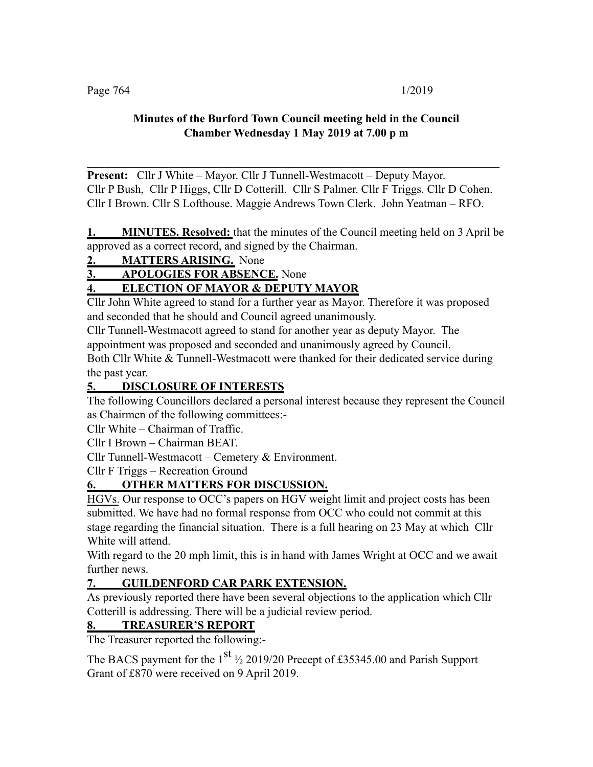**Minutes of the Burford Town Council meeting held in the Council Chamber Wednesday 1 May 2019 at 7.00 p m**

---

**Present:** Cllr J White – Mayor. Cllr J Tunnell-Westmacott – Deputy Mayor. Cllr P Bush, Cllr P Higgs, Cllr D Cotterill. Cllr S Palmer. Cllr F Triggs. Cllr D Cohen. Cllr I Brown. Cllr S Lofthouse. Maggie Andrews Town Clerk. John Yeatman – RFO.

**1. MINUTES. Resolved:** that the minutes of the Council meeting held on 3 April be approved as a correct record, and signed by the Chairman.

**2. MATTERS ARISING.** None

**3. APOLOGIES FOR ABSENCE.** None

**4. ELECTION OF MAYOR & DEPUTY MAYOR**

Cllr John White agreed to stand for a further year as Mayor. Therefore it was proposed and seconded that he should and Council agreed unanimously.

Cllr Tunnell-Westmacott agreed to stand for another year as deputy Mayor. The appointment was proposed and seconded and unanimously agreed by Council.

Both Cllr White & Tunnell-Westmacott were thanked for their dedicated service during the past year.

**5. DISCLOSURE OF INTERESTS**

The following Councillors declared a personal interest because they represent the Council as Chairmen of the following committees:-

Cllr White – Chairman of Traffic.

Cllr I Brown – Chairman BEAT.

Cllr Tunnell-Westmacott – Cemetery & Environment.

Cllr F Triggs – Recreation Ground

**6. OTHER MATTERS FOR DISCUSSION.**

HGVs. Our response to OCC's papers on HGV weight limit and project costs has been submitted. We have had no formal response from OCC who could not commit at this stage regarding the financial situation. There is a full hearing on 23 May at which Cllr White will attend.

With regard to the 20 mph limit, this is in hand with James Wright at OCC and we await further news.

**7. GUILDENFORD CAR PARK EXTENSION.**

As previously reported there have been several objections to the application which Cllr Cotterill is addressing. There will be a judicial review period.

**8. TREASURER'S REPORT**

The Treasurer reported the following:-

The BACS payment for the 1st ½ 2019/20 Precept of £35345.00 and Parish Support Grant of £870 were received on 9 April 2019.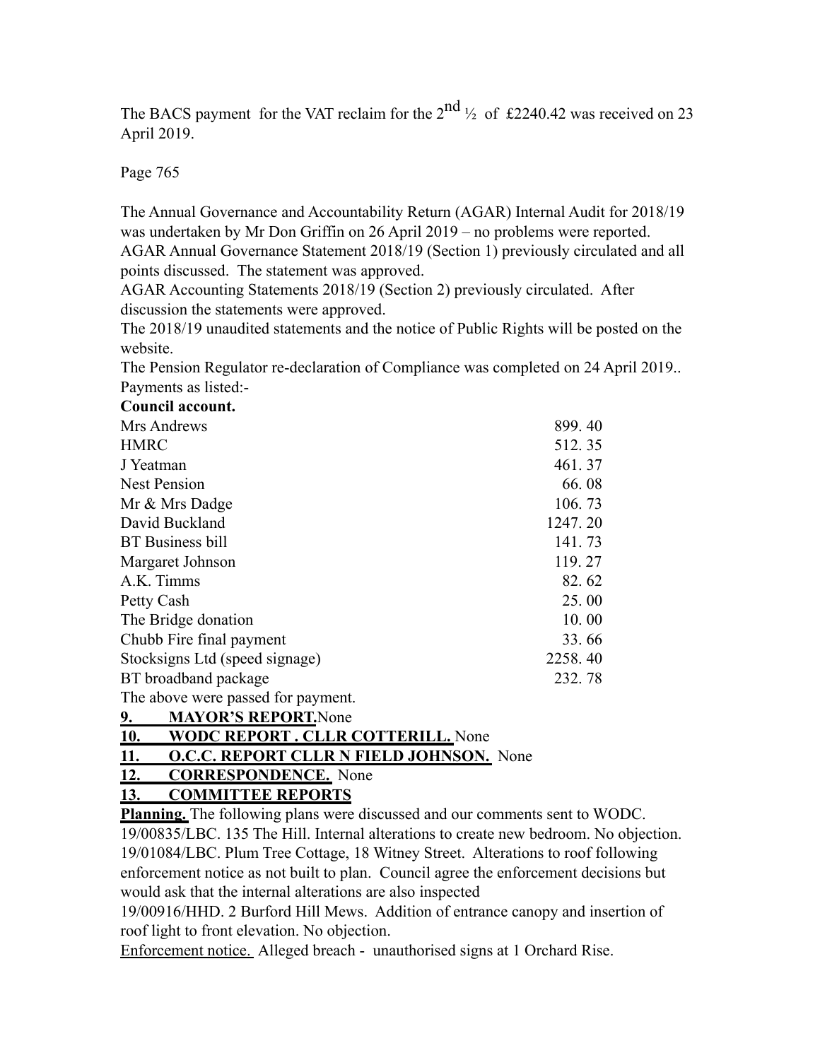The BACS payment for the VAT reclaim for the 2$^{nd}$ ½ of £2240.42 was received on 23 April 2019.

Page 765

The Annual Governance and Accountability Return (AGAR) Internal Audit for 2018/19 was undertaken by Mr Don Griffin on 26 April 2019 – no problems were reported. AGAR Annual Governance Statement 2018/19 (Section 1) previously circulated and all points discussed. The statement was approved.
AGAR Accounting Statements 2018/19 (Section 2) previously circulated. After discussion the statements were approved.
The 2018/19 unaudited statements and the notice of Public Rights will be posted on the website.
The Pension Regulator re-declaration of Compliance was completed on 24 April 2019..
Payments as listed:-

**Council account.**

| | |
|---|---|
| Mrs Andrews | 899. 40 |
| HMRC | 512. 35 |
| J Yeatman | 461. 37 |
| Nest Pension | 66. 08 |
| Mr & Mrs Dadge | 106. 73 |
| David Buckland | 1247. 20 |
| BT Business bill | 141. 73 |
| Margaret Johnson | 119. 27 |
| A.K. Timms | 82. 62 |
| Petty Cash | 25. 00 |
| The Bridge donation | 10. 00 |
| Chubb Fire final payment | 33. 66 |
| Stocksigns Ltd (speed signage) | 2258. 40 |
| BT broadband package | 232. 78 |

The above were passed for payment.

**9. MAYOR'S REPORT.** None

**10. WODC REPORT . CLLR COTTERILL.** None

**11. O.C.C. REPORT CLLR N FIELD JOHNSON.** None

**12. CORRESPONDENCE.** None

**13. COMMITTEE REPORTS**

**Planning.** The following plans were discussed and our comments sent to WODC.
19/00835/LBC. 135 The Hill. Internal alterations to create new bedroom. No objection.
19/01084/LBC. Plum Tree Cottage, 18 Witney Street. Alterations to roof following enforcement notice as not built to plan. Council agree the enforcement decisions but would ask that the internal alterations are also inspected
19/00916/HHD. 2 Burford Hill Mews. Addition of entrance canopy and insertion of roof light to front elevation. No objection.
Enforcement notice. Alleged breach - unauthorised signs at 1 Orchard Rise.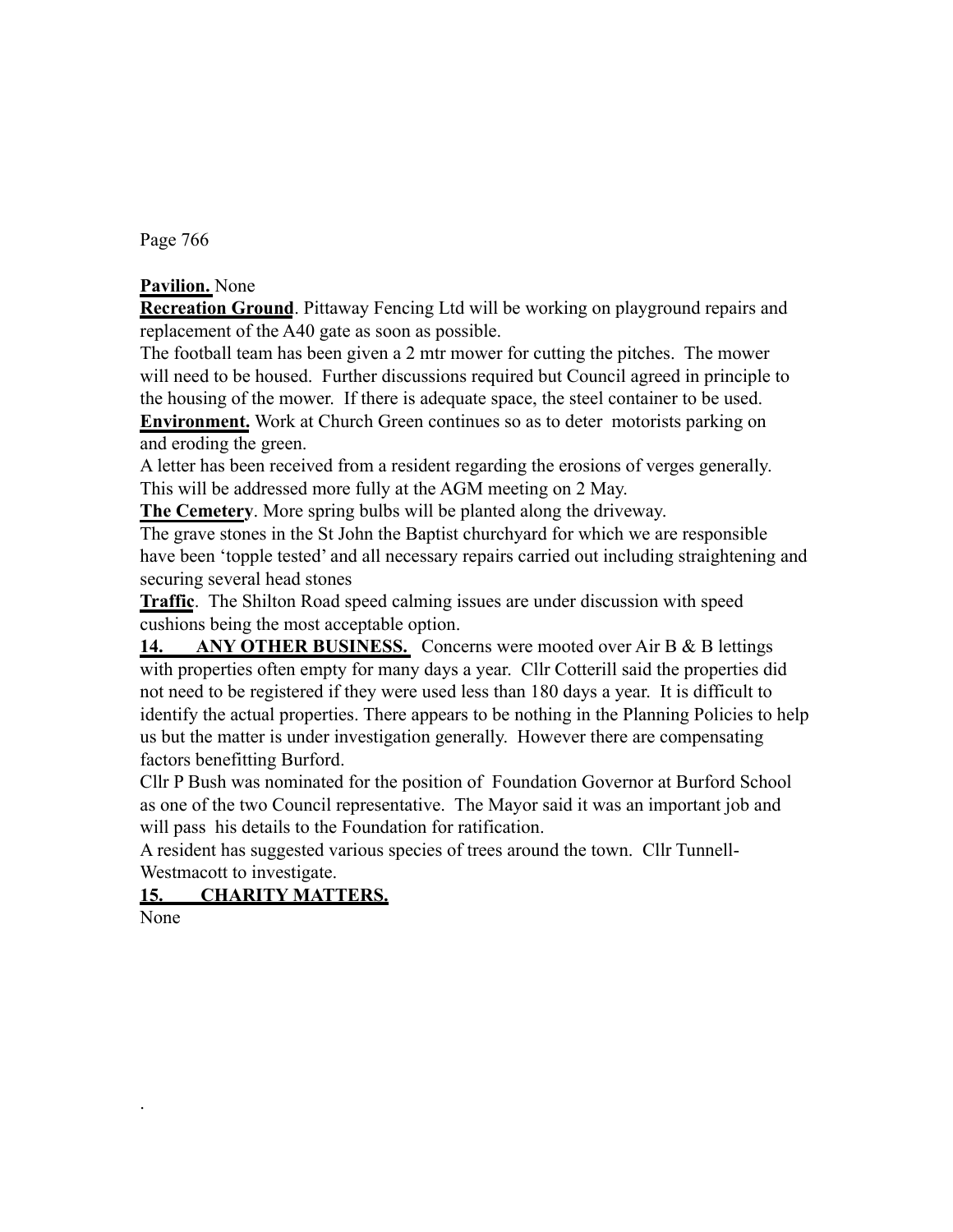**Pavilion.** None

**Recreation Ground**. Pittaway Fencing Ltd will be working on playground repairs and replacement of the A40 gate as soon as possible.

The football team has been given a 2 mtr mower for cutting the pitches. The mower will need to be housed. Further discussions required but Council agreed in principle to the housing of the mower. If there is adequate space, the steel container to be used.

**Environment.** Work at Church Green continues so as to deter motorists parking on and eroding the green.

A letter has been received from a resident regarding the erosions of verges generally. This will be addressed more fully at the AGM meeting on 2 May.

**The Cemetery**. More spring bulbs will be planted along the driveway.

The grave stones in the St John the Baptist churchyard for which we are responsible have been 'topple tested' and all necessary repairs carried out including straightening and securing several head stones

**Traffic**. The Shilton Road speed calming issues are under discussion with speed cushions being the most acceptable option.

**14. ANY OTHER BUSINESS.** Concerns were mooted over Air B & B lettings with properties often empty for many days a year. Cllr Cotterill said the properties did not need to be registered if they were used less than 180 days a year. It is difficult to identify the actual properties. There appears to be nothing in the Planning Policies to help us but the matter is under investigation generally. However there are compensating factors benefitting Burford.

Cllr P Bush was nominated for the position of Foundation Governor at Burford School as one of the two Council representative. The Mayor said it was an important job and will pass his details to the Foundation for ratification.

A resident has suggested various species of trees around the town. Cllr Tunnell-Westmacott to investigate.

**15. CHARITY MATTERS.**

None

.